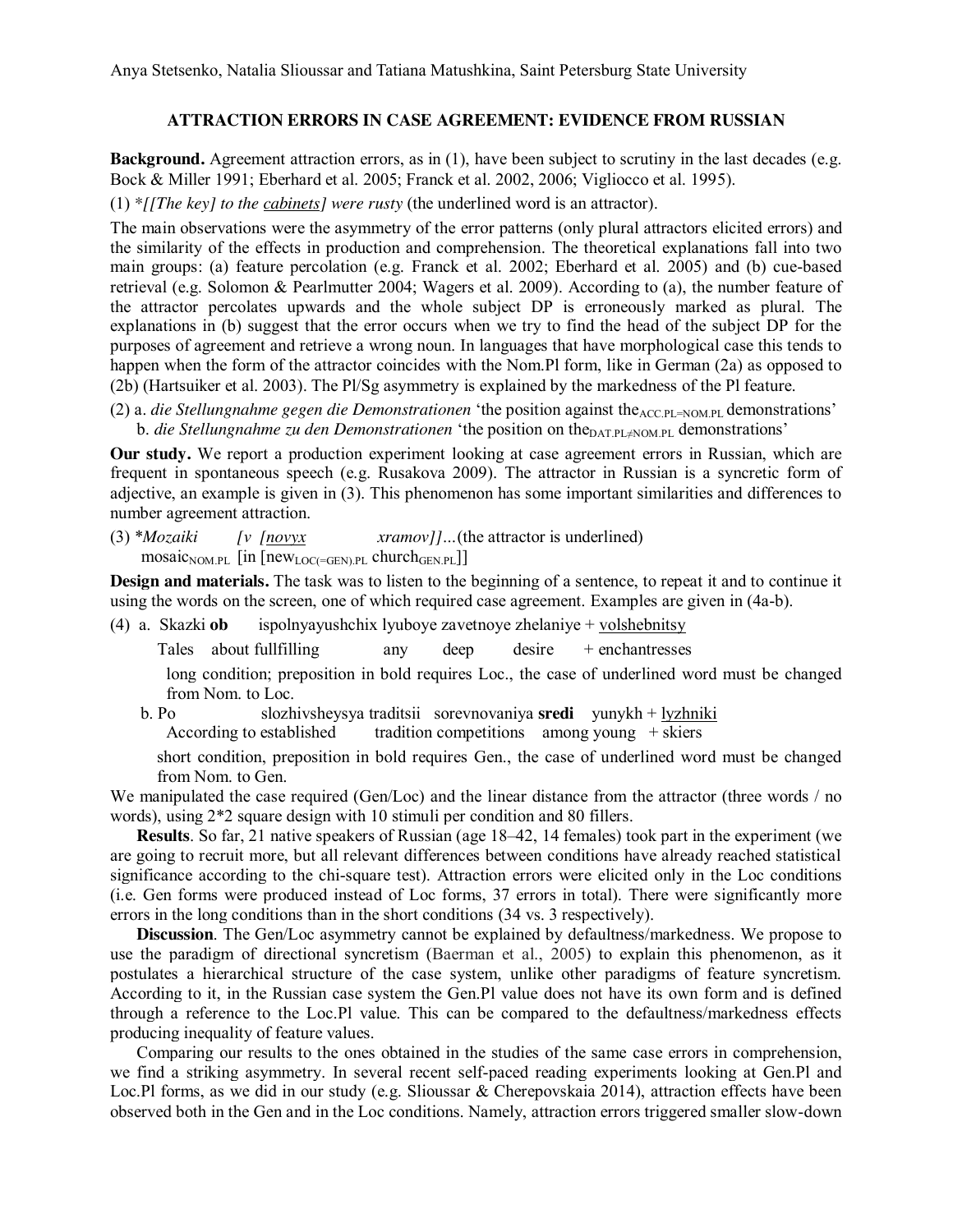Anya Stetsenko, Natalia Slioussar and Tatiana Matushkina, Saint Petersburg State University

## ATTRACTION ERRORS IN CASE AGREEMENT: EVIDENCE FROM RUSSIAN

**Background.** Agreement attraction errors, as in (1), have been subject to scrutiny in the last decades (e.g. Bock & Miller 1991; Eberhard et al. 2005; Franck et al. 2002, 2006; Vigliocco et al. 1995).

(1) \**[[The key] to the cabinets] were rusty* (the underlined word is an attractor).

The main observations were the asymmetry of the error patterns (only plural attractors elicited errors) and the similarity of the effects in production and comprehension. The theoretical explanations fall into two main groups: (a) feature percolation (e.g. Franck et al. 2002; Eberhard et al. 2005) and (b) cue-based retrieval (e.g. Solomon & Pearlmutter 2004; Wagers et al. 2009). According to (a), the number feature of the attractor percolates upwards and the whole subject DP is erroneously marked as plural. The explanations in (b) suggest that the error occurs when we try to find the head of the subject DP for the purposes of agreement and retrieve a wrong noun. In languages that have morphological case this tends to happen when the form of the attractor coincides with the Nom.Pl form, like in German (2a) as opposed to (2b) (Hartsuiker et al. 2003). The Pl/Sg asymmetry is explained by the markedness of the Pl feature.

(2) a. *die Stellungnahme gegen die Demonstrationen* 'the position against the$_{ACC.PL=NOM.PL}$ demonstrations'
    b. *die Stellungnahme zu den Demonstrationen* 'the position on the$_{DAT.PL \neq NOM.PL}$ demonstrations'

**Our study.** We report a production experiment looking at case agreement errors in Russian, which are frequent in spontaneous speech (e.g. Rusakova 2009). The attractor in Russian is a syncretic form of adjective, an example is given in (3). This phenomenon has some important similarities and differences to number agreement attraction.

(3) \**Mozaiki [v [novyx xramov]]…*(the attractor is underlined)
    mosaic$_{NOM.PL}$ [in [new$_{LOC(=GEN).PL}$ church$_{GEN.PL}$]]

**Design and materials.** The task was to listen to the beginning of a sentence, to repeat it and to continue it using the words on the screen, one of which required case agreement. Examples are given in (4a-b).

(4) a. Skazki **ob** ispolnyayushchix lyuboye zavetnoye zhelaniye + volshebnitsy
       Tales about fullfilling any deep desire + enchantresses
       long condition; preposition in bold requires Loc., the case of underlined word must be changed from Nom. to Loc.
    b. Po slozhivsheysya traditsii sorevnovaniya **sredi** yunykh + lyzhniki
       According to established tradition competitions among young + skiers
       short condition, preposition in bold requires Gen., the case of underlined word must be changed from Nom. to Gen.

We manipulated the case required (Gen/Loc) and the linear distance from the attractor (three words / no words), using 2\*2 square design with 10 stimuli per condition and 80 fillers.

**Results**. So far, 21 native speakers of Russian (age 18–42, 14 females) took part in the experiment (we are going to recruit more, but all relevant differences between conditions have already reached statistical significance according to the chi-square test). Attraction errors were elicited only in the Loc conditions (i.e. Gen forms were produced instead of Loc forms, 37 errors in total). There were significantly more errors in the long conditions than in the short conditions (34 vs. 3 respectively).

**Discussion**. The Gen/Loc asymmetry cannot be explained by defaultness/markedness. We propose to use the paradigm of directional syncretism (Baerman et al., 2005) to explain this phenomenon, as it postulates a hierarchical structure of the case system, unlike other paradigms of feature syncretism. According to it, in the Russian case system the Gen.Pl value does not have its own form and is defined through a reference to the Loc.Pl value. This can be compared to the defaultness/markedness effects producing inequality of feature values.

Comparing our results to the ones obtained in the studies of the same case errors in comprehension, we find a striking asymmetry. In several recent self-paced reading experiments looking at Gen.Pl and Loc.Pl forms, as we did in our study (e.g. Slioussar & Cherepovskaia 2014), attraction effects have been observed both in the Gen and in the Loc conditions. Namely, attraction errors triggered smaller slow-down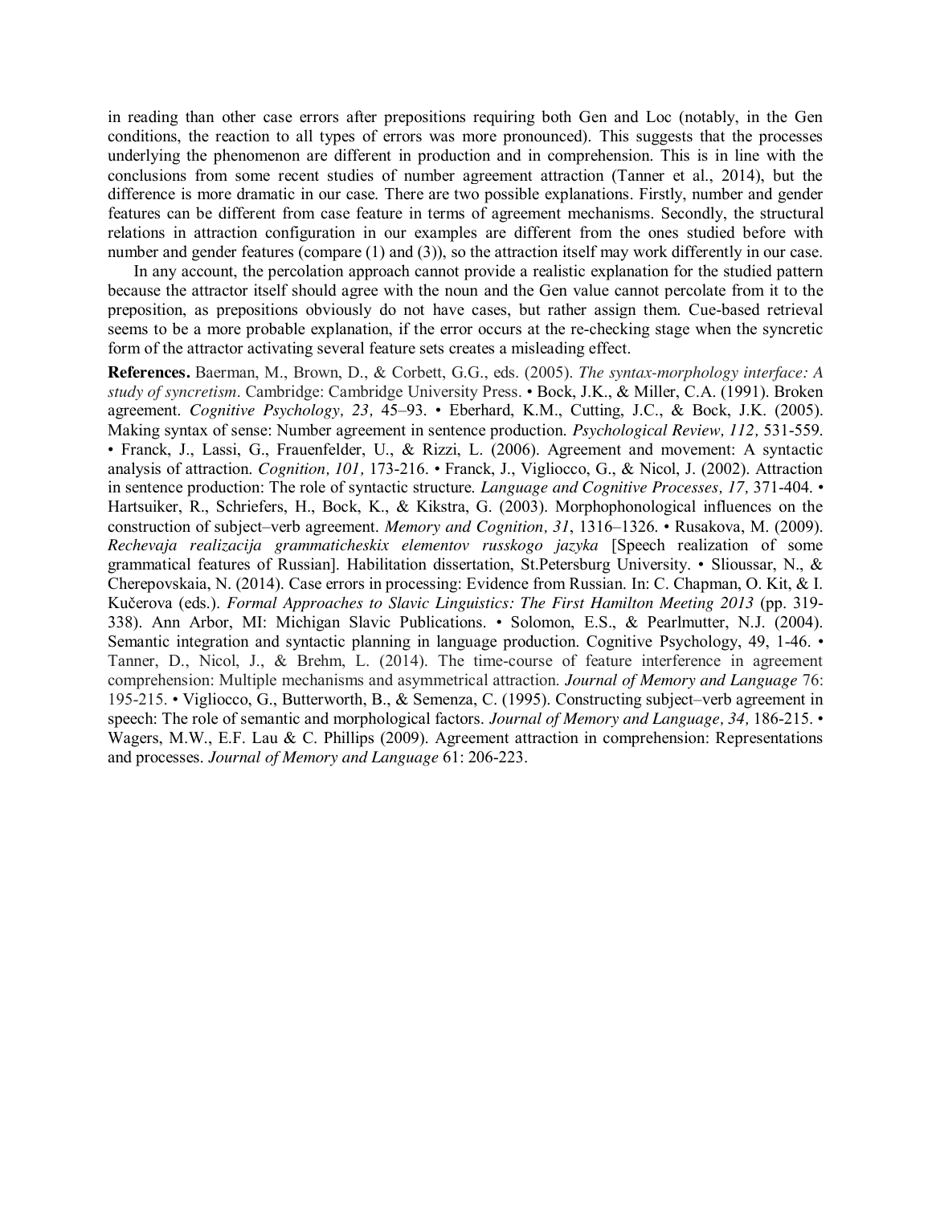in reading than other case errors after prepositions requiring both Gen and Loc (notably, in the Gen conditions, the reaction to all types of errors was more pronounced). This suggests that the processes underlying the phenomenon are different in production and in comprehension. This is in line with the conclusions from some recent studies of number agreement attraction (Tanner et al., 2014), but the difference is more dramatic in our case. There are two possible explanations. Firstly, number and gender features can be different from case feature in terms of agreement mechanisms. Secondly, the structural relations in attraction configuration in our examples are different from the ones studied before with number and gender features (compare (1) and (3)), so the attraction itself may work differently in our case.

In any account, the percolation approach cannot provide a realistic explanation for the studied pattern because the attractor itself should agree with the noun and the Gen value cannot percolate from it to the preposition, as prepositions obviously do not have cases, but rather assign them. Cue-based retrieval seems to be a more probable explanation, if the error occurs at the re-checking stage when the syncretic form of the attractor activating several feature sets creates a misleading effect.

**References.** Baerman, M., Brown, D., & Corbett, G.G., eds. (2005). *The syntax-morphology interface: A study of syncretism*. Cambridge: Cambridge University Press. • Bock, J.K., & Miller, C.A. (1991). Broken agreement. *Cognitive Psychology, 23,* 45–93. • Eberhard, K.M., Cutting, J.C., & Bock, J.K. (2005). Making syntax of sense: Number agreement in sentence production. *Psychological Review, 112,* 531-559. • Franck, J., Lassi, G., Frauenfelder, U., & Rizzi, L. (2006). Agreement and movement: A syntactic analysis of attraction. *Cognition, 101,* 173-216. • Franck, J., Vigliocco, G., & Nicol, J. (2002). Attraction in sentence production: The role of syntactic structure. *Language and Cognitive Processes, 17,* 371-404. • Hartsuiker, R., Schriefers, H., Bock, K., & Kikstra, G. (2003). Morphophonological influences on the construction of subject–verb agreement. *Memory and Cognition, 31*, 1316–1326. • Rusakova, M. (2009). *Rechevaja realizacija grammaticheskix elementov russkogo jazyka* [Speech realization of some grammatical features of Russian]. Habilitation dissertation, St.Petersburg University. • Slioussar, N., & Cherepovskaia, N. (2014). Case errors in processing: Evidence from Russian. In: C. Chapman, O. Kit, & I. Kučerova (eds.). *Formal Approaches to Slavic Linguistics: The First Hamilton Meeting 2013* (pp. 319-338). Ann Arbor, MI: Michigan Slavic Publications. • Solomon, E.S., & Pearlmutter, N.J. (2004). Semantic integration and syntactic planning in language production. Cognitive Psychology, 49, 1-46. • Tanner, D., Nicol, J., & Brehm, L. (2014). The time-course of feature interference in agreement comprehension: Multiple mechanisms and asymmetrical attraction. *Journal of Memory and Language* 76: 195-215. • Vigliocco, G., Butterworth, B., & Semenza, C. (1995). Constructing subject–verb agreement in speech: The role of semantic and morphological factors. *Journal of Memory and Language, 34,* 186-215. • Wagers, M.W., E.F. Lau & C. Phillips (2009). Agreement attraction in comprehension: Representations and processes. *Journal of Memory and Language* 61: 206-223.